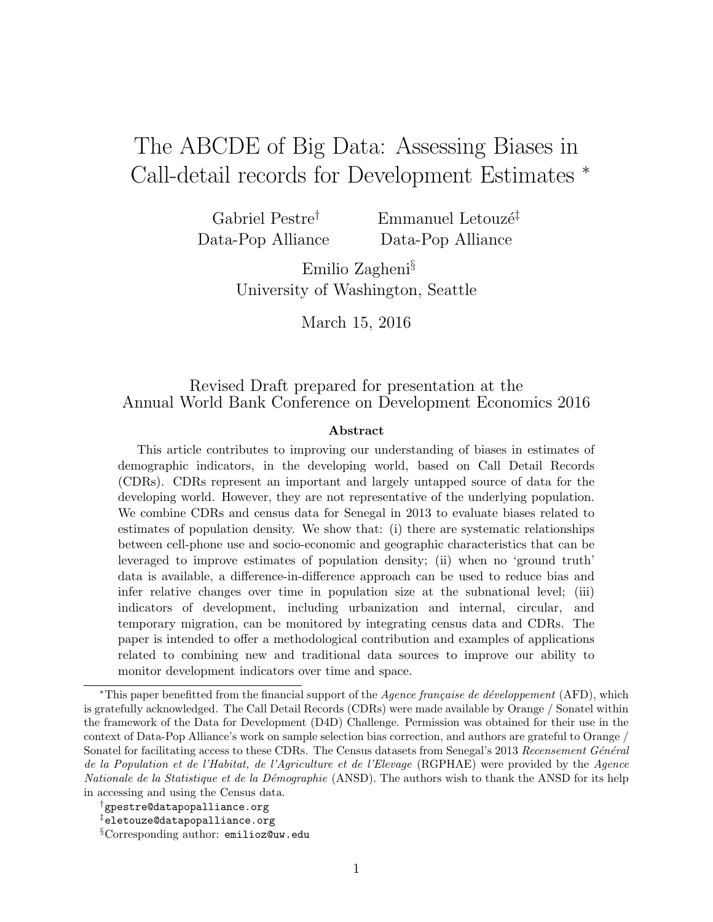# The ABCDE of Big Data: Assessing Biases in Call-detail records for Development Estimates *

Gabriel Pestre† — Data-Pop Alliance

Emmanuel Letouzé‡ — Data-Pop Alliance

Emilio Zagheni§ — University of Washington, Seattle

March 15, 2016

Revised Draft prepared for presentation at the Annual World Bank Conference on Development Economics 2016

### Abstract

This article contributes to improving our understanding of biases in estimates of demographic indicators, in the developing world, based on Call Detail Records (CDRs). CDRs represent an important and largely untapped source of data for the developing world. However, they are not representative of the underlying population. We combine CDRs and census data for Senegal in 2013 to evaluate biases related to estimates of population density. We show that: (i) there are systematic relationships between cell-phone use and socio-economic and geographic characteristics that can be leveraged to improve estimates of population density; (ii) when no 'ground truth' data is available, a difference-in-difference approach can be used to reduce bias and infer relative changes over time in population size at the subnational level; (iii) indicators of development, including urbanization and internal, circular, and temporary migration, can be monitored by integrating census data and CDRs. The paper is intended to offer a methodological contribution and examples of applications related to combining new and traditional data sources to improve our ability to monitor development indicators over time and space.

---

*This paper benefitted from the financial support of the *Agence française de développement* (AFD), which is gratefully acknowledged. The Call Detail Records (CDRs) were made available by Orange / Sonatel within the framework of the Data for Development (D4D) Challenge. Permission was obtained for their use in the context of Data-Pop Alliance's work on sample selection bias correction, and authors are grateful to Orange / Sonatel for facilitating access to these CDRs. The Census datasets from Senegal's 2013 *Recensement Général de la Population et de l'Habitat, de l'Agriculture et de l'Elevage* (RGPHAE) were provided by the *Agence Nationale de la Statistique et de la Démographie* (ANSD). The authors wish to thank the ANSD for its help in accessing and using the Census data.

†gpestre@datapopalliance.org

‡eletouze@datapopalliance.org

§Corresponding author: emilioz@uw.edu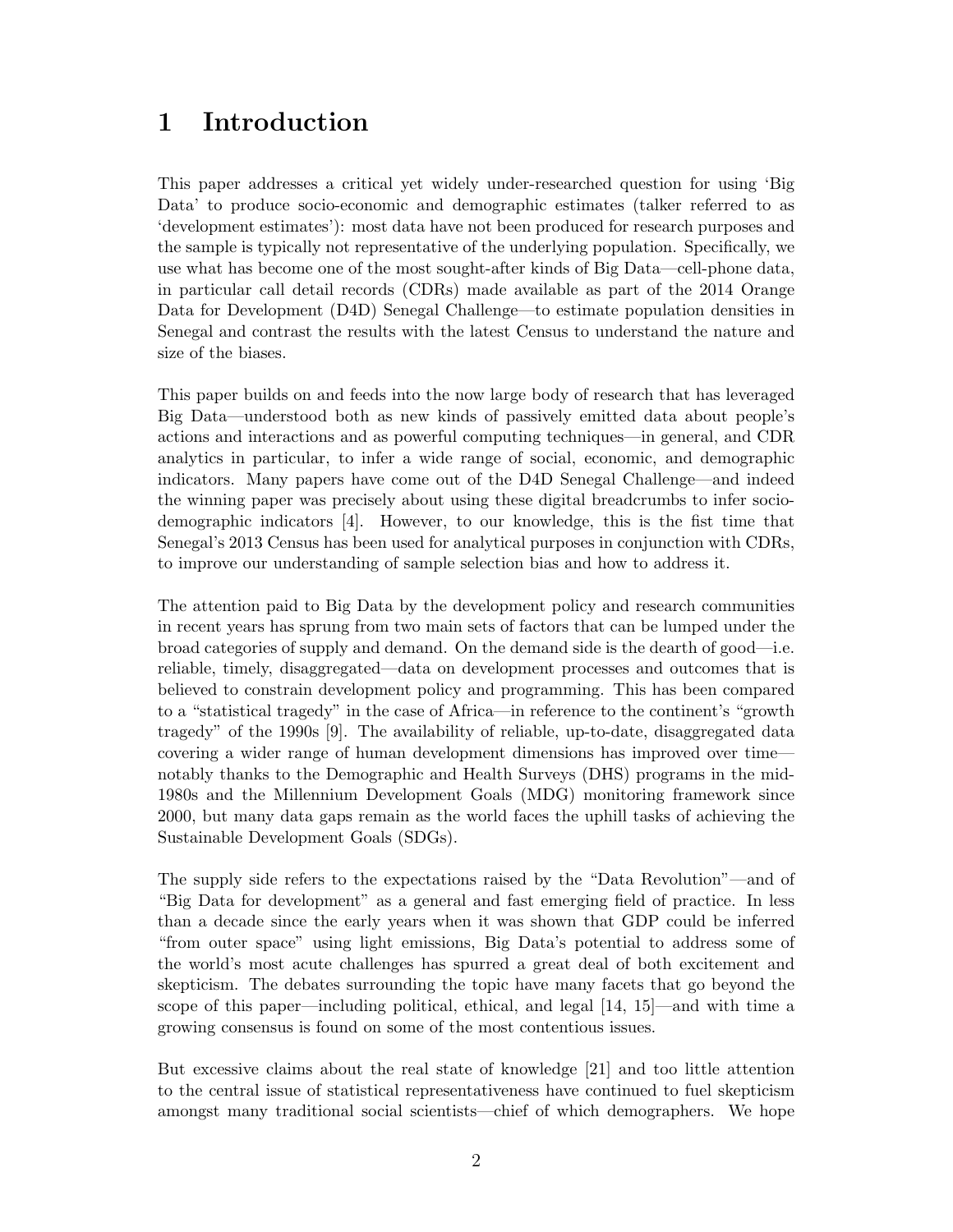# 1 Introduction

This paper addresses a critical yet widely under-researched question for using 'Big Data' to produce socio-economic and demographic estimates (talker referred to as 'development estimates'): most data have not been produced for research purposes and the sample is typically not representative of the underlying population. Specifically, we use what has become one of the most sought-after kinds of Big Data—cell-phone data, in particular call detail records (CDRs) made available as part of the 2014 Orange Data for Development (D4D) Senegal Challenge—to estimate population densities in Senegal and contrast the results with the latest Census to understand the nature and size of the biases.

This paper builds on and feeds into the now large body of research that has leveraged Big Data—understood both as new kinds of passively emitted data about people's actions and interactions and as powerful computing techniques—in general, and CDR analytics in particular, to infer a wide range of social, economic, and demographic indicators. Many papers have come out of the D4D Senegal Challenge—and indeed the winning paper was precisely about using these digital breadcrumbs to infer socio-demographic indicators [4]. However, to our knowledge, this is the fist time that Senegal's 2013 Census has been used for analytical purposes in conjunction with CDRs, to improve our understanding of sample selection bias and how to address it.

The attention paid to Big Data by the development policy and research communities in recent years has sprung from two main sets of factors that can be lumped under the broad categories of supply and demand. On the demand side is the dearth of good—i.e. reliable, timely, disaggregated—data on development processes and outcomes that is believed to constrain development policy and programming. This has been compared to a "statistical tragedy" in the case of Africa—in reference to the continent's "growth tragedy" of the 1990s [9]. The availability of reliable, up-to-date, disaggregated data covering a wider range of human development dimensions has improved over time—notably thanks to the Demographic and Health Surveys (DHS) programs in the mid-1980s and the Millennium Development Goals (MDG) monitoring framework since 2000, but many data gaps remain as the world faces the uphill tasks of achieving the Sustainable Development Goals (SDGs).

The supply side refers to the expectations raised by the "Data Revolution"—and of "Big Data for development" as a general and fast emerging field of practice. In less than a decade since the early years when it was shown that GDP could be inferred "from outer space" using light emissions, Big Data's potential to address some of the world's most acute challenges has spurred a great deal of both excitement and skepticism. The debates surrounding the topic have many facets that go beyond the scope of this paper—including political, ethical, and legal [14, 15]—and with time a growing consensus is found on some of the most contentious issues.

But excessive claims about the real state of knowledge [21] and too little attention to the central issue of statistical representativeness have continued to fuel skepticism amongst many traditional social scientists—chief of which demographers. We hope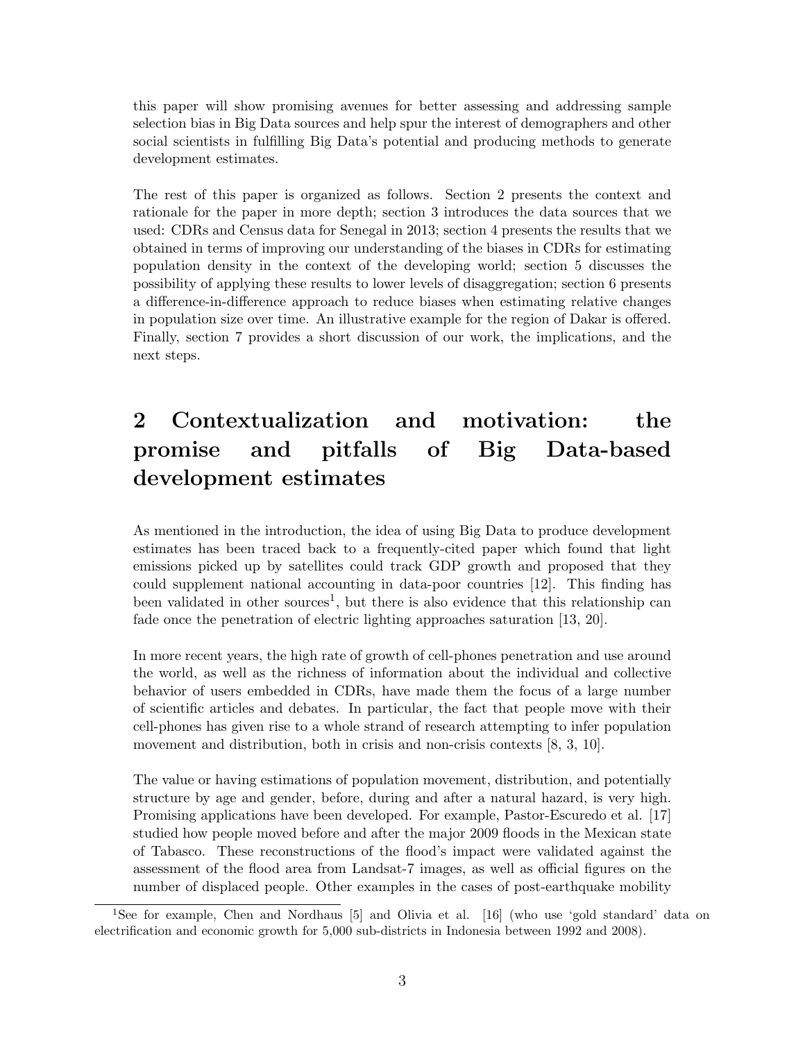this paper will show promising avenues for better assessing and addressing sample selection bias in Big Data sources and help spur the interest of demographers and other social scientists in fulfilling Big Data's potential and producing methods to generate development estimates.

The rest of this paper is organized as follows. Section 2 presents the context and rationale for the paper in more depth; section 3 introduces the data sources that we used: CDRs and Census data for Senegal in 2013; section 4 presents the results that we obtained in terms of improving our understanding of the biases in CDRs for estimating population density in the context of the developing world; section 5 discusses the possibility of applying these results to lower levels of disaggregation; section 6 presents a difference-in-difference approach to reduce biases when estimating relative changes in population size over time. An illustrative example for the region of Dakar is offered. Finally, section 7 provides a short discussion of our work, the implications, and the next steps.

# 2 Contextualization and motivation: the promise and pitfalls of Big Data-based development estimates

As mentioned in the introduction, the idea of using Big Data to produce development estimates has been traced back to a frequently-cited paper which found that light emissions picked up by satellites could track GDP growth and proposed that they could supplement national accounting in data-poor countries [12]. This finding has been validated in other sources[1], but there is also evidence that this relationship can fade once the penetration of electric lighting approaches saturation [13, 20].

In more recent years, the high rate of growth of cell-phones penetration and use around the world, as well as the richness of information about the individual and collective behavior of users embedded in CDRs, have made them the focus of a large number of scientific articles and debates. In particular, the fact that people move with their cell-phones has given rise to a whole strand of research attempting to infer population movement and distribution, both in crisis and non-crisis contexts [8, 3, 10].

The value or having estimations of population movement, distribution, and potentially structure by age and gender, before, during and after a natural hazard, is very high. Promising applications have been developed. For example, Pastor-Escuredo et al. [17] studied how people moved before and after the major 2009 floods in the Mexican state of Tabasco. These reconstructions of the flood's impact were validated against the assessment of the flood area from Landsat-7 images, as well as official figures on the number of displaced people. Other examples in the cases of post-earthquake mobility

[1] See for example, Chen and Nordhaus [5] and Olivia et al. [16] (who use 'gold standard' data on electrification and economic growth for 5,000 sub-districts in Indonesia between 1992 and 2008).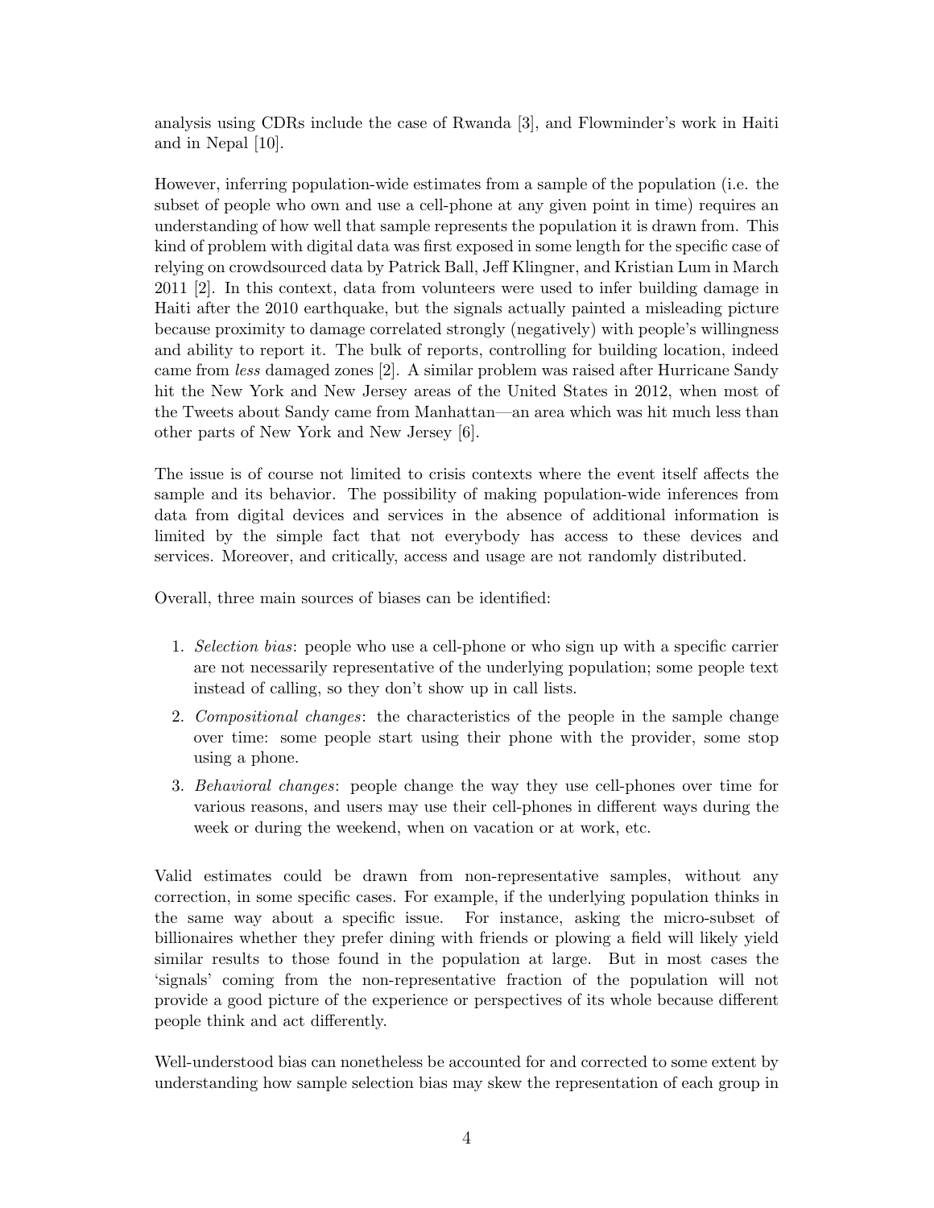analysis using CDRs include the case of Rwanda [3], and Flowminder's work in Haiti and in Nepal [10].

However, inferring population-wide estimates from a sample of the population (i.e. the subset of people who own and use a cell-phone at any given point in time) requires an understanding of how well that sample represents the population it is drawn from. This kind of problem with digital data was first exposed in some length for the specific case of relying on crowdsourced data by Patrick Ball, Jeff Klingner, and Kristian Lum in March 2011 [2]. In this context, data from volunteers were used to infer building damage in Haiti after the 2010 earthquake, but the signals actually painted a misleading picture because proximity to damage correlated strongly (negatively) with people's willingness and ability to report it. The bulk of reports, controlling for building location, indeed came from *less* damaged zones [2]. A similar problem was raised after Hurricane Sandy hit the New York and New Jersey areas of the United States in 2012, when most of the Tweets about Sandy came from Manhattan—an area which was hit much less than other parts of New York and New Jersey [6].

The issue is of course not limited to crisis contexts where the event itself affects the sample and its behavior. The possibility of making population-wide inferences from data from digital devices and services in the absence of additional information is limited by the simple fact that not everybody has access to these devices and services. Moreover, and critically, access and usage are not randomly distributed.

Overall, three main sources of biases can be identified:

1. *Selection bias*: people who use a cell-phone or who sign up with a specific carrier are not necessarily representative of the underlying population; some people text instead of calling, so they don't show up in call lists.
2. *Compositional changes*: the characteristics of the people in the sample change over time: some people start using their phone with the provider, some stop using a phone.
3. *Behavioral changes*: people change the way they use cell-phones over time for various reasons, and users may use their cell-phones in different ways during the week or during the weekend, when on vacation or at work, etc.

Valid estimates could be drawn from non-representative samples, without any correction, in some specific cases. For example, if the underlying population thinks in the same way about a specific issue. For instance, asking the micro-subset of billionaires whether they prefer dining with friends or plowing a field will likely yield similar results to those found in the population at large. But in most cases the 'signals' coming from the non-representative fraction of the population will not provide a good picture of the experience or perspectives of its whole because different people think and act differently.

Well-understood bias can nonetheless be accounted for and corrected to some extent by understanding how sample selection bias may skew the representation of each group in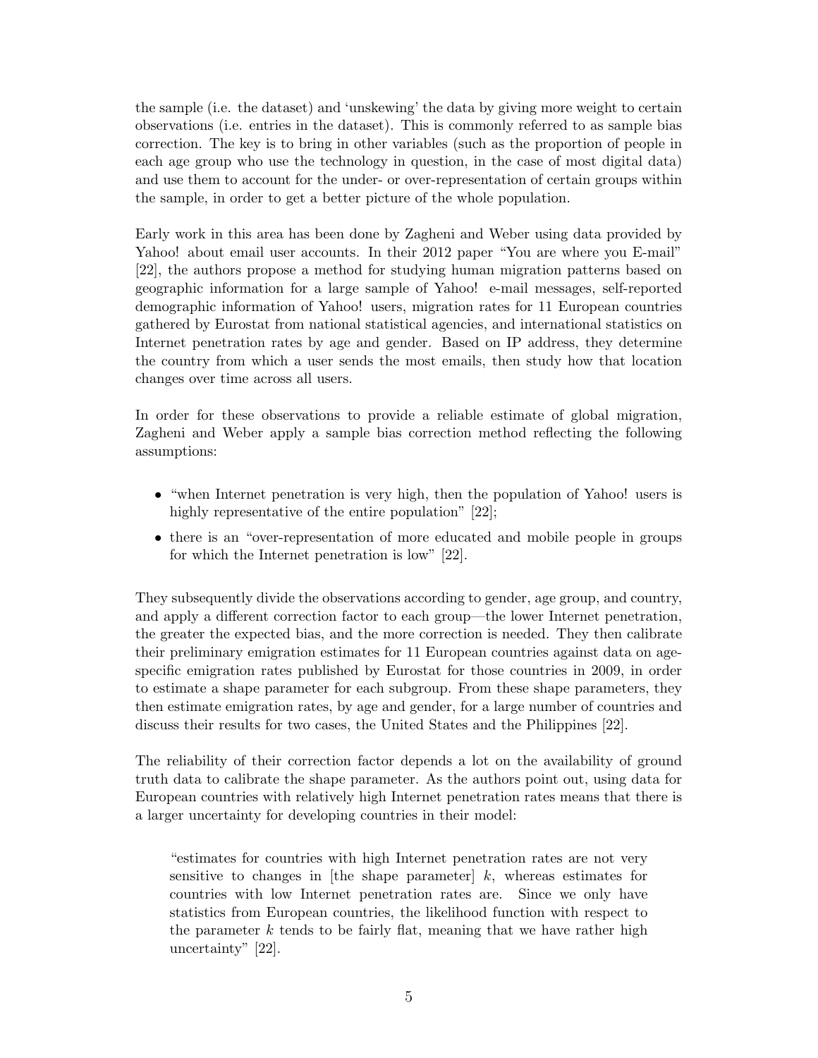the sample (i.e. the dataset) and 'unskewing' the data by giving more weight to certain observations (i.e. entries in the dataset). This is commonly referred to as sample bias correction. The key is to bring in other variables (such as the proportion of people in each age group who use the technology in question, in the case of most digital data) and use them to account for the under- or over-representation of certain groups within the sample, in order to get a better picture of the whole population.

Early work in this area has been done by Zagheni and Weber using data provided by Yahoo! about email user accounts. In their 2012 paper "You are where you E-mail" [22], the authors propose a method for studying human migration patterns based on geographic information for a large sample of Yahoo! e-mail messages, self-reported demographic information of Yahoo! users, migration rates for 11 European countries gathered by Eurostat from national statistical agencies, and international statistics on Internet penetration rates by age and gender. Based on IP address, they determine the country from which a user sends the most emails, then study how that location changes over time across all users.

In order for these observations to provide a reliable estimate of global migration, Zagheni and Weber apply a sample bias correction method reflecting the following assumptions:

- "when Internet penetration is very high, then the population of Yahoo! users is highly representative of the entire population" [22];
- there is an "over-representation of more educated and mobile people in groups for which the Internet penetration is low" [22].

They subsequently divide the observations according to gender, age group, and country, and apply a different correction factor to each group—the lower Internet penetration, the greater the expected bias, and the more correction is needed. They then calibrate their preliminary emigration estimates for 11 European countries against data on age-specific emigration rates published by Eurostat for those countries in 2009, in order to estimate a shape parameter for each subgroup. From these shape parameters, they then estimate emigration rates, by age and gender, for a large number of countries and discuss their results for two cases, the United States and the Philippines [22].

The reliability of their correction factor depends a lot on the availability of ground truth data to calibrate the shape parameter. As the authors point out, using data for European countries with relatively high Internet penetration rates means that there is a larger uncertainty for developing countries in their model:

> "estimates for countries with high Internet penetration rates are not very sensitive to changes in [the shape parameter] $k$, whereas estimates for countries with low Internet penetration rates are. Since we only have statistics from European countries, the likelihood function with respect to the parameter $k$ tends to be fairly flat, meaning that we have rather high uncertainty" [22].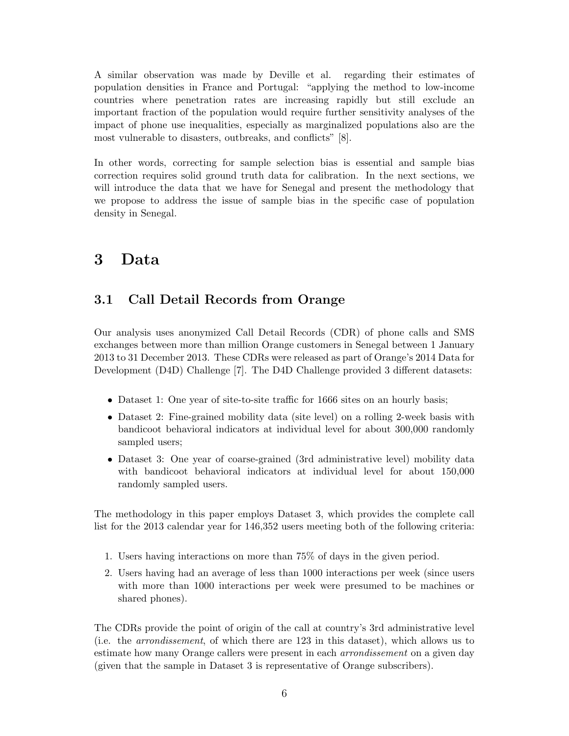A similar observation was made by Deville et al. regarding their estimates of population densities in France and Portugal: "applying the method to low-income countries where penetration rates are increasing rapidly but still exclude an important fraction of the population would require further sensitivity analyses of the impact of phone use inequalities, especially as marginalized populations also are the most vulnerable to disasters, outbreaks, and conflicts" [8].

In other words, correcting for sample selection bias is essential and sample bias correction requires solid ground truth data for calibration. In the next sections, we will introduce the data that we have for Senegal and present the methodology that we propose to address the issue of sample bias in the specific case of population density in Senegal.

# 3 Data

## 3.1 Call Detail Records from Orange

Our analysis uses anonymized Call Detail Records (CDR) of phone calls and SMS exchanges between more than million Orange customers in Senegal between 1 January 2013 to 31 December 2013. These CDRs were released as part of Orange's 2014 Data for Development (D4D) Challenge [7]. The D4D Challenge provided 3 different datasets:

- Dataset 1: One year of site-to-site traffic for 1666 sites on an hourly basis;
- Dataset 2: Fine-grained mobility data (site level) on a rolling 2-week basis with bandicoot behavioral indicators at individual level for about 300,000 randomly sampled users;
- Dataset 3: One year of coarse-grained (3rd administrative level) mobility data with bandicoot behavioral indicators at individual level for about 150,000 randomly sampled users.

The methodology in this paper employs Dataset 3, which provides the complete call list for the 2013 calendar year for 146,352 users meeting both of the following criteria:

1. Users having interactions on more than 75% of days in the given period.
2. Users having had an average of less than 1000 interactions per week (since users with more than 1000 interactions per week were presumed to be machines or shared phones).

The CDRs provide the point of origin of the call at country's 3rd administrative level (i.e. the *arrondissement*, of which there are 123 in this dataset), which allows us to estimate how many Orange callers were present in each *arrondissement* on a given day (given that the sample in Dataset 3 is representative of Orange subscribers).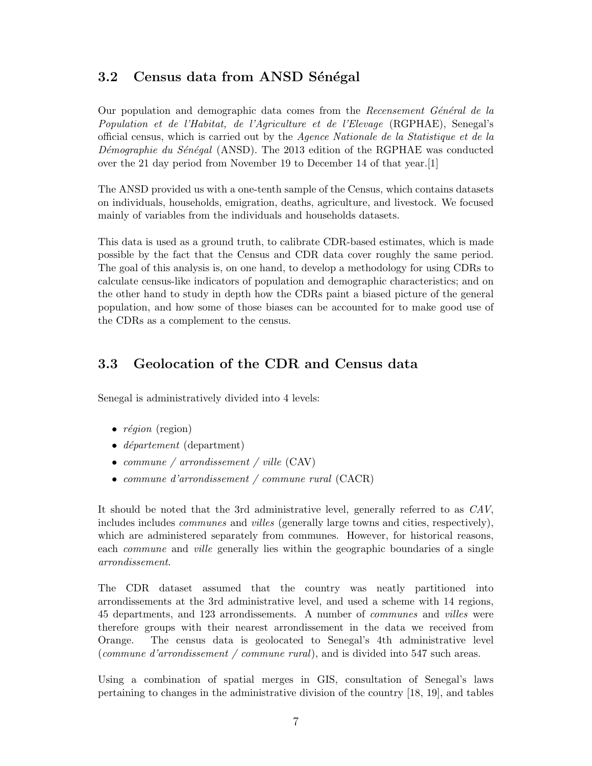### 3.2 Census data from ANSD Sénégal

Our population and demographic data comes from the *Recensement Général de la Population et de l'Habitat, de l'Agriculture et de l'Elevage* (RGPHAE), Senegal's official census, which is carried out by the *Agence Nationale de la Statistique et de la Démographie du Sénégal* (ANSD). The 2013 edition of the RGPHAE was conducted over the 21 day period from November 19 to December 14 of that year.[1]

The ANSD provided us with a one-tenth sample of the Census, which contains datasets on individuals, households, emigration, deaths, agriculture, and livestock. We focused mainly of variables from the individuals and households datasets.

This data is used as a ground truth, to calibrate CDR-based estimates, which is made possible by the fact that the Census and CDR data cover roughly the same period. The goal of this analysis is, on one hand, to develop a methodology for using CDRs to calculate census-like indicators of population and demographic characteristics; and on the other hand to study in depth how the CDRs paint a biased picture of the general population, and how some of those biases can be accounted for to make good use of the CDRs as a complement to the census.

### 3.3 Geolocation of the CDR and Census data

Senegal is administratively divided into 4 levels:

- *région* (region)
- *département* (department)
- *commune / arrondissement / ville* (CAV)
- *commune d'arrondissement / commune rural* (CACR)

It should be noted that the 3rd administrative level, generally referred to as *CAV*, includes includes *communes* and *villes* (generally large towns and cities, respectively), which are administered separately from communes. However, for historical reasons, each *commune* and *ville* generally lies within the geographic boundaries of a single *arrondissement*.

The CDR dataset assumed that the country was neatly partitioned into arrondissements at the 3rd administrative level, and used a scheme with 14 regions, 45 departments, and 123 arrondissements. A number of *communes* and *villes* were therefore groups with their nearest arrondissement in the data we received from Orange. The census data is geolocated to Senegal's 4th administrative level (*commune d'arrondissement / commune rural*), and is divided into 547 such areas.

Using a combination of spatial merges in GIS, consultation of Senegal's laws pertaining to changes in the administrative division of the country [18, 19], and tables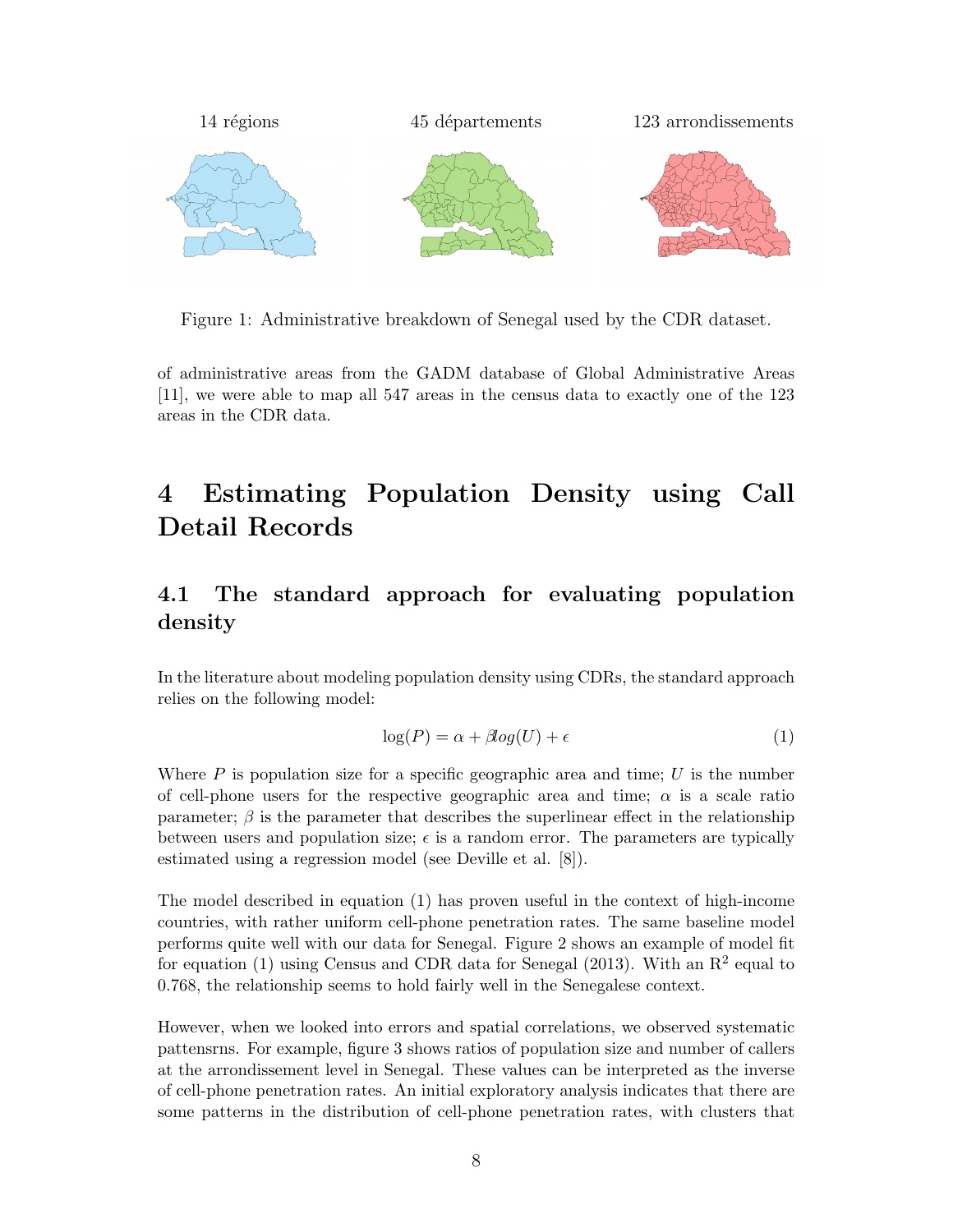14 régions 45 départements 123 arrondissements

Figure 1: Administrative breakdown of Senegal used by the CDR dataset.

of administrative areas from the GADM database of Global Administrative Areas [11], we were able to map all 547 areas in the census data to exactly one of the 123 areas in the CDR data.

# 4 Estimating Population Density using Call Detail Records

## 4.1 The standard approach for evaluating population density

In the literature about modeling population density using CDRs, the standard approach relies on the following model:

$$\log(P) = \alpha + \beta log(U) + \epsilon \tag{1}$$

Where $P$ is population size for a specific geographic area and time; $U$ is the number of cell-phone users for the respective geographic area and time; $\alpha$ is a scale ratio parameter; $\beta$ is the parameter that describes the superlinear effect in the relationship between users and population size; $\epsilon$ is a random error. The parameters are typically estimated using a regression model (see Deville et al. [8]).

The model described in equation (1) has proven useful in the context of high-income countries, with rather uniform cell-phone penetration rates. The same baseline model performs quite well with our data for Senegal. Figure 2 shows an example of model fit for equation (1) using Census and CDR data for Senegal (2013). With an $R^2$ equal to 0.768, the relationship seems to hold fairly well in the Senegalese context.

However, when we looked into errors and spatial correlations, we observed systematic pattensrns. For example, figure 3 shows ratios of population size and number of callers at the arrondissement level in Senegal. These values can be interpreted as the inverse of cell-phone penetration rates. An initial exploratory analysis indicates that there are some patterns in the distribution of cell-phone penetration rates, with clusters that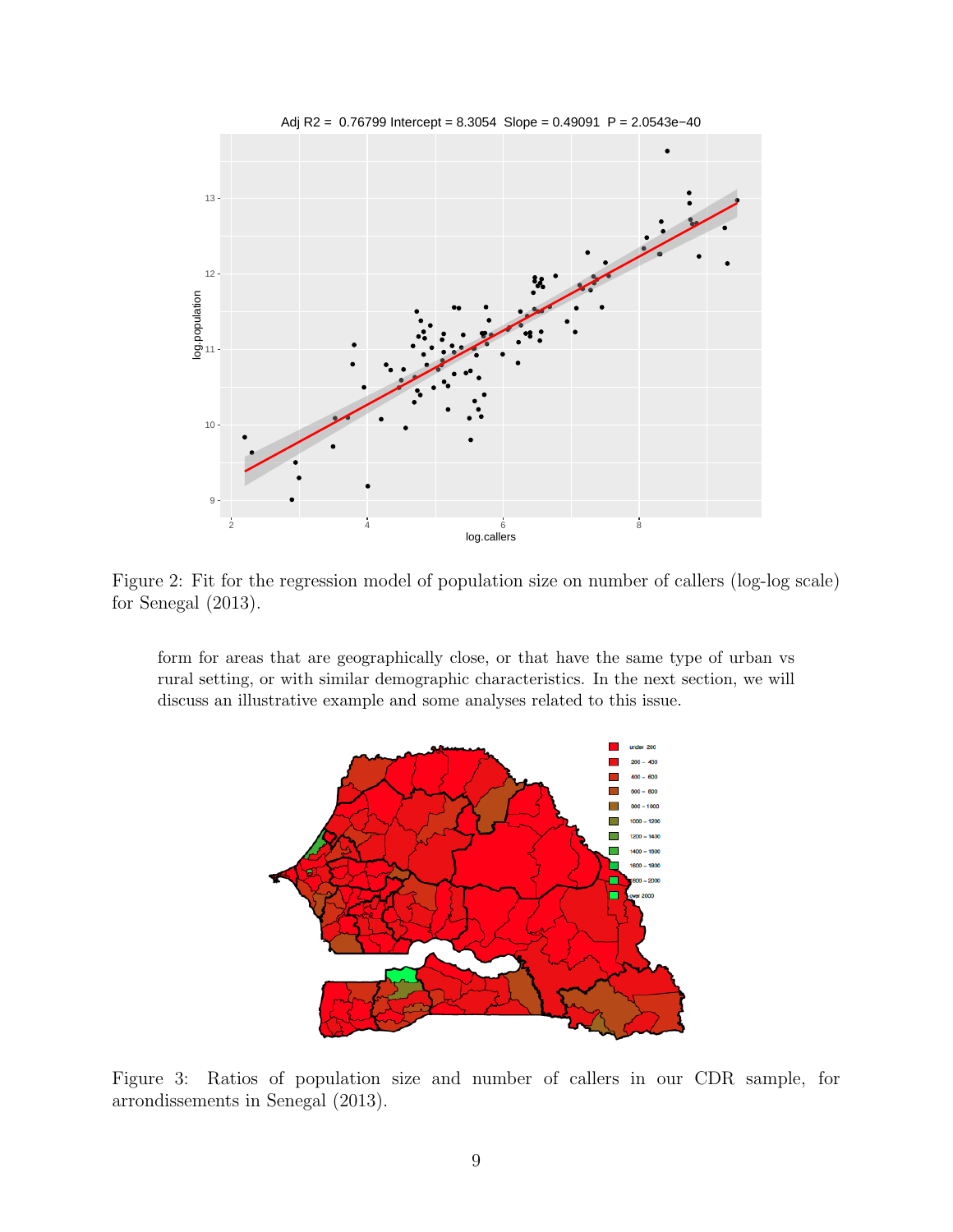Figure 2: Fit for the regression model of population size on number of callers (log-log scale) for Senegal (2013).

form for areas that are geographically close, or that have the same type of urban vs rural setting, or with similar demographic characteristics. In the next section, we will discuss an illustrative example and some analyses related to this issue.

Figure 3: Ratios of population size and number of callers in our CDR sample, for arrondissements in Senegal (2013).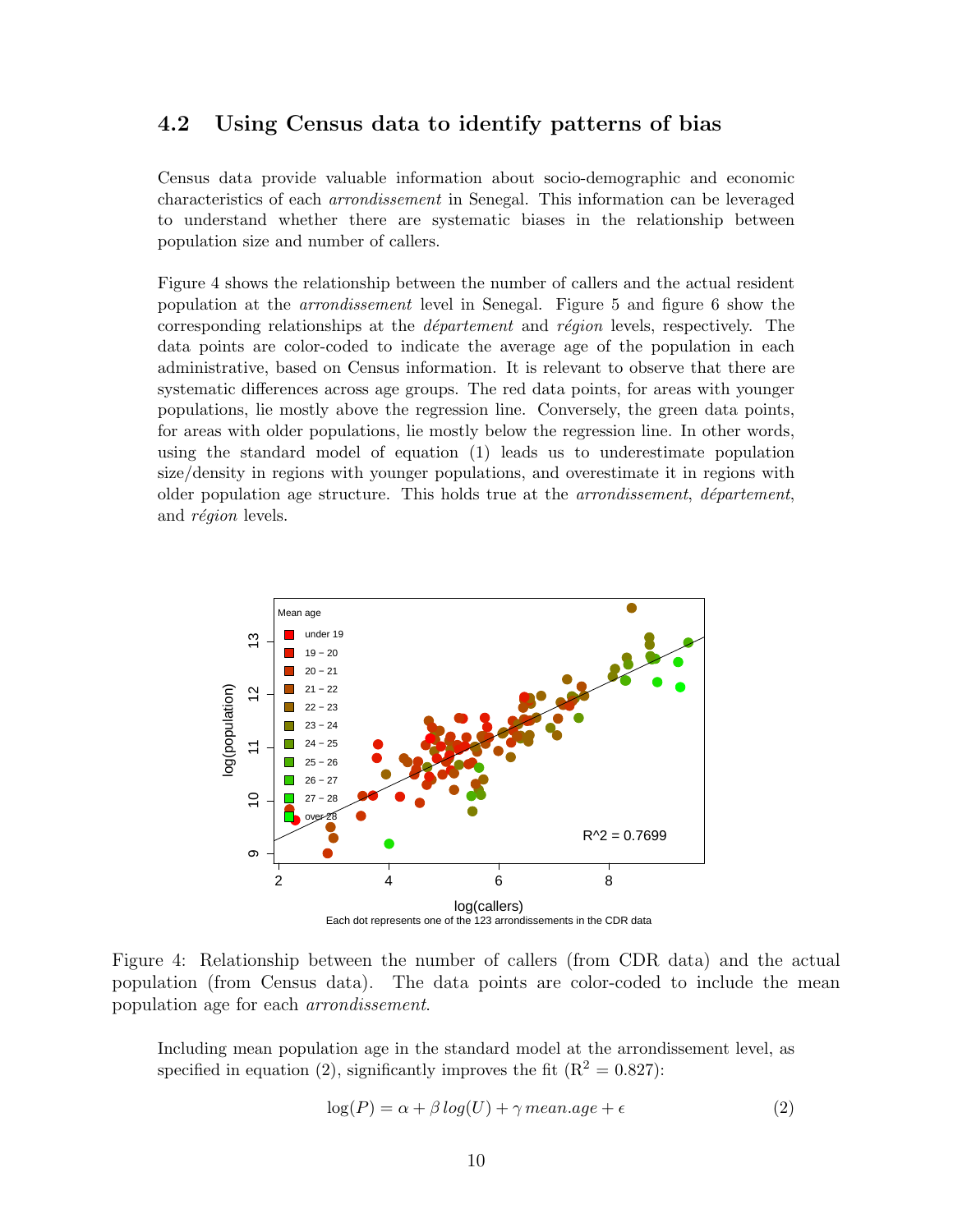### 4.2 Using Census data to identify patterns of bias

Census data provide valuable information about socio-demographic and economic characteristics of each *arrondissement* in Senegal. This information can be leveraged to understand whether there are systematic biases in the relationship between population size and number of callers.

Figure 4 shows the relationship between the number of callers and the actual resident population at the *arrondissement* level in Senegal. Figure 5 and figure 6 show the corresponding relationships at the *département* and *région* levels, respectively. The data points are color-coded to indicate the average age of the population in each administrative, based on Census information. It is relevant to observe that there are systematic differences across age groups. The red data points, for areas with younger populations, lie mostly above the regression line. Conversely, the green data points, for areas with older populations, lie mostly below the regression line. In other words, using the standard model of equation (1) leads us to underestimate population size/density in regions with younger populations, and overestimate it in regions with older population age structure. This holds true at the *arrondissement*, *département*, and *région* levels.

Figure 4: Relationship between the number of callers (from CDR data) and the actual population (from Census data). The data points are color-coded to include the mean population age for each *arrondissement*.

Including mean population age in the standard model at the arrondissement level, as specified in equation (2), significantly improves the fit ($R^2 = 0.827$):

$$\log(P) = \alpha + \beta \, log(U) + \gamma \, mean.age + \epsilon \tag{2}$$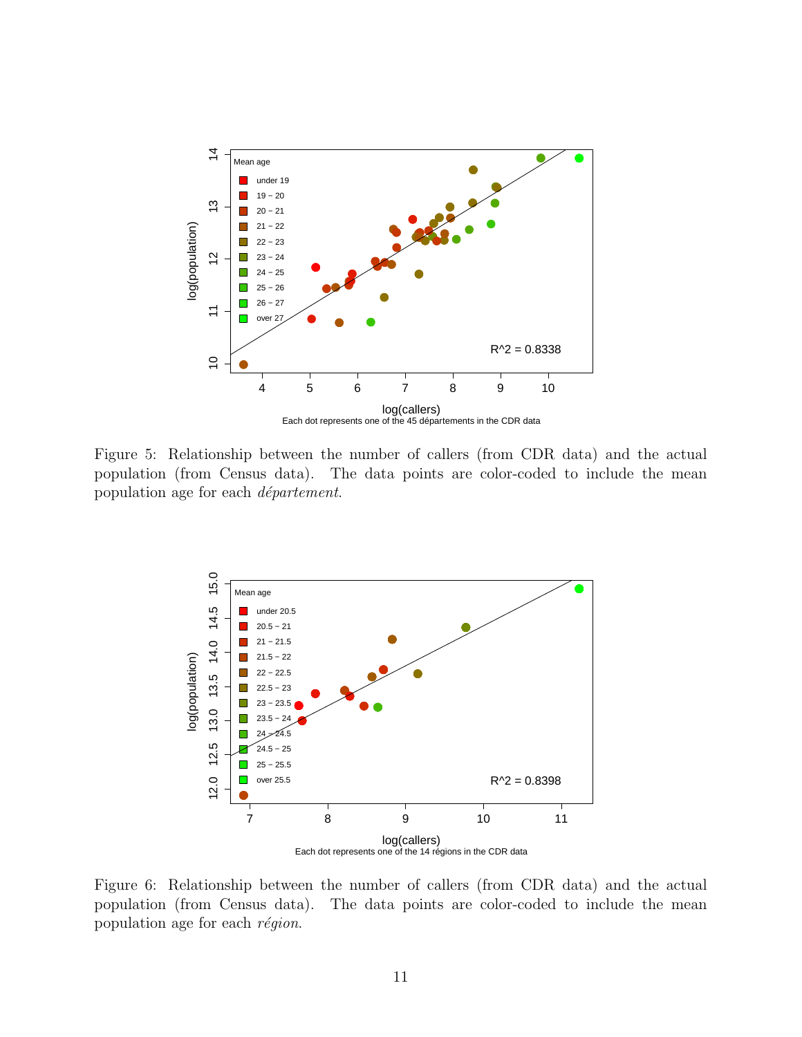Figure 5: Relationship between the number of callers (from CDR data) and the actual population (from Census data). The data points are color-coded to include the mean population age for each *département*.

Figure 6: Relationship between the number of callers (from CDR data) and the actual population (from Census data). The data points are color-coded to include the mean population age for each *région*.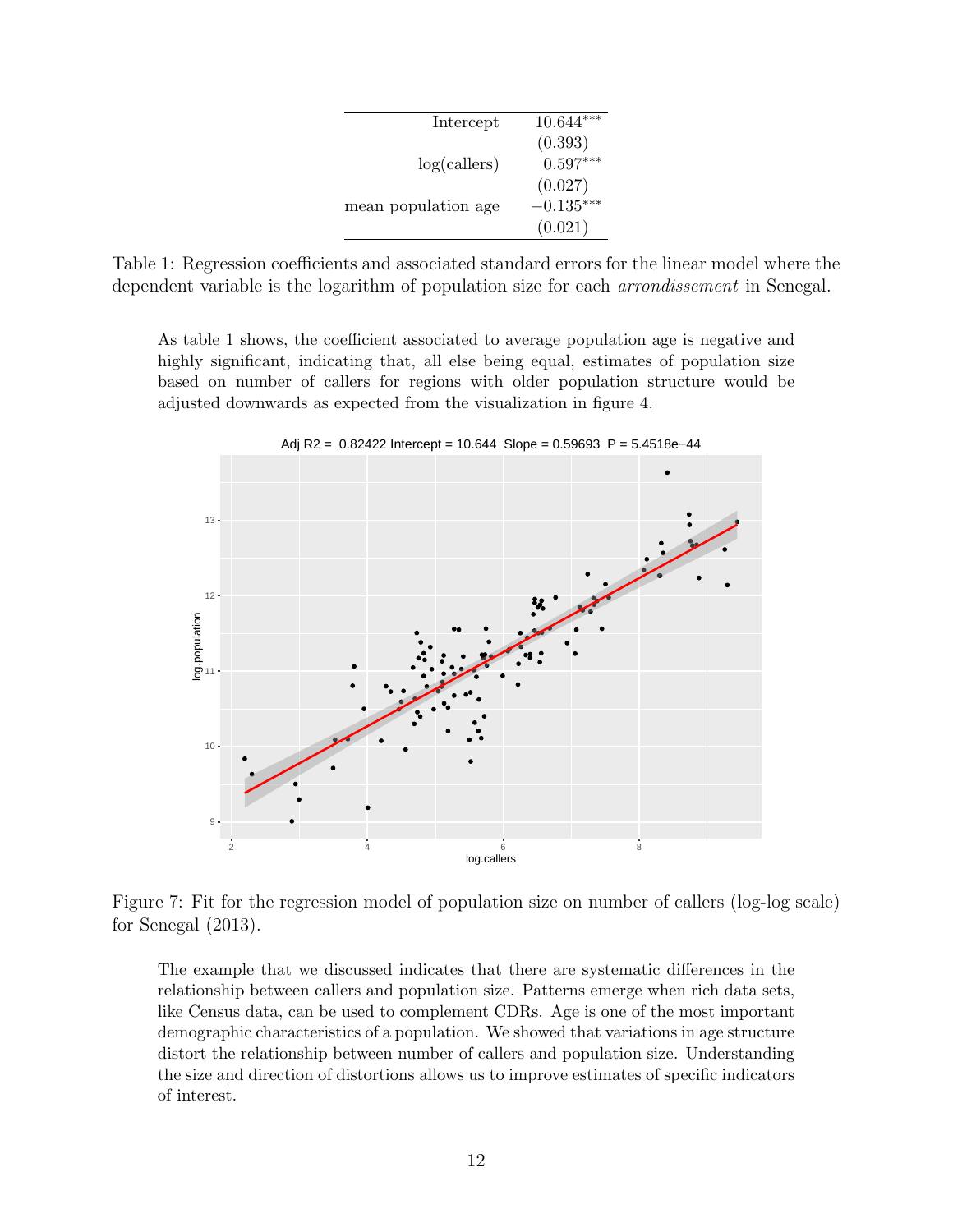| | |
|---|---|
| Intercept | $10.644^{***}$ |
| | (0.393) |
| log(callers) | $0.597^{***}$ |
| | (0.027) |
| mean population age | $-0.135^{***}$ |
| | (0.021) |

Table 1: Regression coefficients and associated standard errors for the linear model where the dependent variable is the logarithm of population size for each *arrondissement* in Senegal.

As table 1 shows, the coefficient associated to average population age is negative and highly significant, indicating that, all else being equal, estimates of population size based on number of callers for regions with older population structure would be adjusted downwards as expected from the visualization in figure 4.

Figure 7: Fit for the regression model of population size on number of callers (log-log scale) for Senegal (2013).

The example that we discussed indicates that there are systematic differences in the relationship between callers and population size. Patterns emerge when rich data sets, like Census data, can be used to complement CDRs. Age is one of the most important demographic characteristics of a population. We showed that variations in age structure distort the relationship between number of callers and population size. Understanding the size and direction of distortions allows us to improve estimates of specific indicators of interest.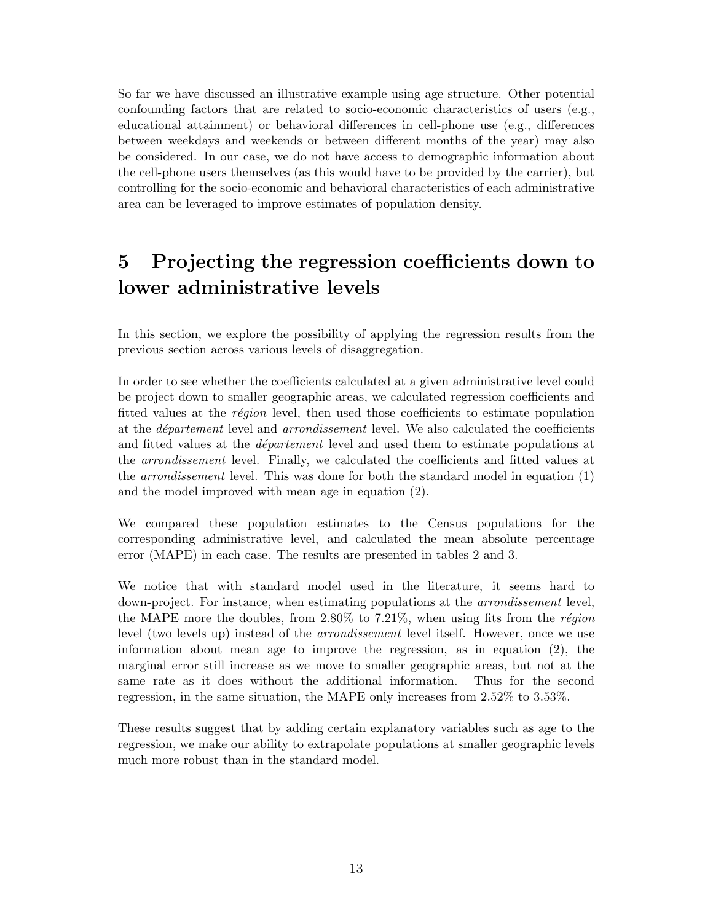So far we have discussed an illustrative example using age structure. Other potential confounding factors that are related to socio-economic characteristics of users (e.g., educational attainment) or behavioral differences in cell-phone use (e.g., differences between weekdays and weekends or between different months of the year) may also be considered. In our case, we do not have access to demographic information about the cell-phone users themselves (as this would have to be provided by the carrier), but controlling for the socio-economic and behavioral characteristics of each administrative area can be leveraged to improve estimates of population density.

# 5 Projecting the regression coefficients down to lower administrative levels

In this section, we explore the possibility of applying the regression results from the previous section across various levels of disaggregation.

In order to see whether the coefficients calculated at a given administrative level could be project down to smaller geographic areas, we calculated regression coefficients and fitted values at the *région* level, then used those coefficients to estimate population at the *département* level and *arrondissement* level. We also calculated the coefficients and fitted values at the *département* level and used them to estimate populations at the *arrondissement* level. Finally, we calculated the coefficients and fitted values at the *arrondissement* level. This was done for both the standard model in equation (1) and the model improved with mean age in equation (2).

We compared these population estimates to the Census populations for the corresponding administrative level, and calculated the mean absolute percentage error (MAPE) in each case. The results are presented in tables 2 and 3.

We notice that with standard model used in the literature, it seems hard to down-project. For instance, when estimating populations at the *arrondissement* level, the MAPE more the doubles, from 2.80% to 7.21%, when using fits from the *région* level (two levels up) instead of the *arrondissement* level itself. However, once we use information about mean age to improve the regression, as in equation (2), the marginal error still increase as we move to smaller geographic areas, but not at the same rate as it does without the additional information. Thus for the second regression, in the same situation, the MAPE only increases from 2.52% to 3.53%.

These results suggest that by adding certain explanatory variables such as age to the regression, we make our ability to extrapolate populations at smaller geographic levels much more robust than in the standard model.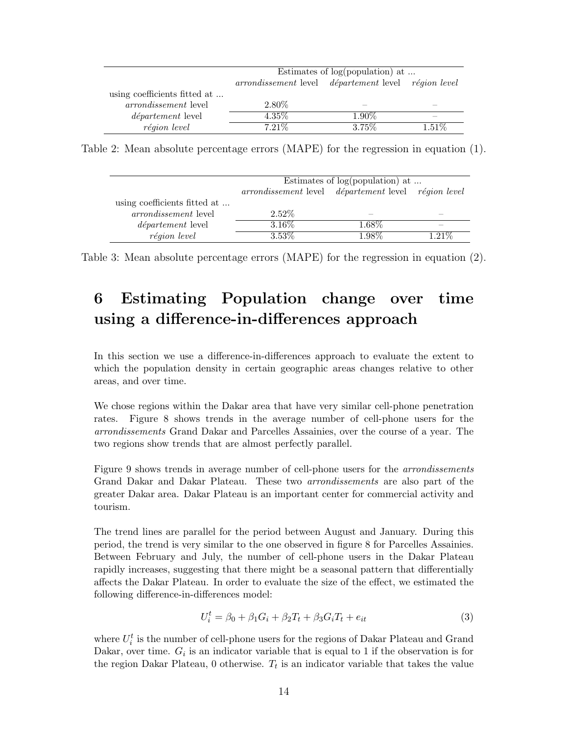| | Estimates of log(population) at ... | | |
|---|---|---|---|
| | *arrondissement* level | *département* level | *région level* |
| using coefficients fitted at ... | | | |
| *arrondissement* level | 2.80% | – | – |
| *département* level | 4.35% | 1.90% | – |
| *région level* | 7.21% | 3.75% | 1.51% |

Table 2: Mean absolute percentage errors (MAPE) for the regression in equation (1).

| | Estimates of log(population) at ... | | |
|---|---|---|---|
| | *arrondissement* level | *département* level | *région level* |
| using coefficients fitted at ... | | | |
| *arrondissement* level | 2.52% | – | – |
| *département* level | 3.16% | 1.68% | – |
| *région level* | 3.53% | 1.98% | 1.21% |

Table 3: Mean absolute percentage errors (MAPE) for the regression in equation (2).

# 6 Estimating Population change over time using a difference-in-differences approach

In this section we use a difference-in-differences approach to evaluate the extent to which the population density in certain geographic areas changes relative to other areas, and over time.

We chose regions within the Dakar area that have very similar cell-phone penetration rates. Figure 8 shows trends in the average number of cell-phone users for the *arrondissements* Grand Dakar and Parcelles Assainies, over the course of a year. The two regions show trends that are almost perfectly parallel.

Figure 9 shows trends in average number of cell-phone users for the *arrondissements* Grand Dakar and Dakar Plateau. These two *arrondissements* are also part of the greater Dakar area. Dakar Plateau is an important center for commercial activity and tourism.

The trend lines are parallel for the period between August and January. During this period, the trend is very similar to the one observed in figure 8 for Parcelles Assainies. Between February and July, the number of cell-phone users in the Dakar Plateau rapidly increases, suggesting that there might be a seasonal pattern that differentially affects the Dakar Plateau. In order to evaluate the size of the effect, we estimated the following difference-in-differences model:

$$U_i^t = \beta_0 + \beta_1 G_i + \beta_2 T_t + \beta_3 G_i T_t + e_{it} \quad (3)$$

where $U_i^t$ is the number of cell-phone users for the regions of Dakar Plateau and Grand Dakar, over time. $G_i$ is an indicator variable that is equal to 1 if the observation is for the region Dakar Plateau, 0 otherwise. $T_t$ is an indicator variable that takes the value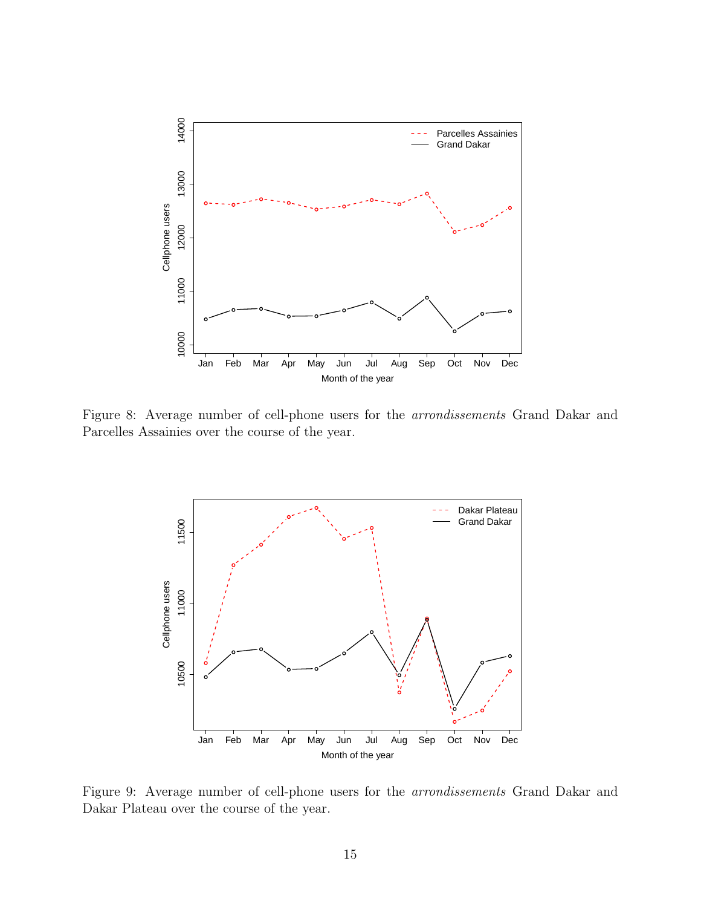Figure 8: Average number of cell-phone users for the *arrondissements* Grand Dakar and Parcelles Assainies over the course of the year.

Figure 9: Average number of cell-phone users for the *arrondissements* Grand Dakar and Dakar Plateau over the course of the year.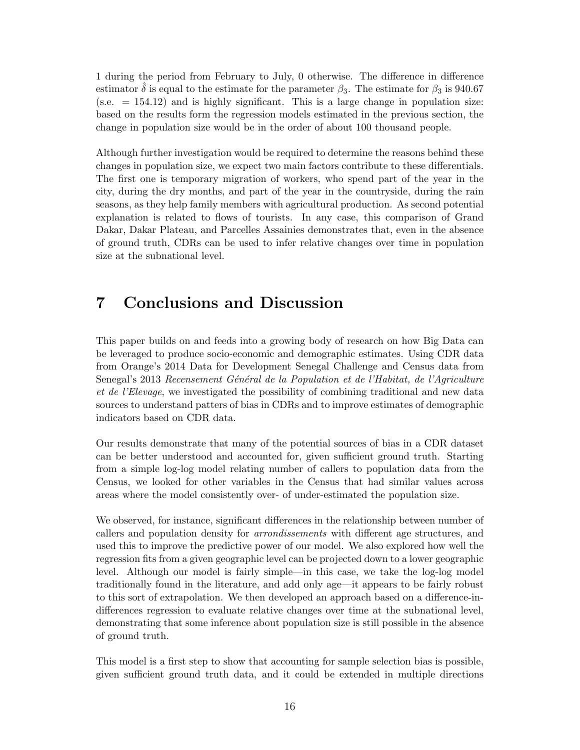1 during the period from February to July, 0 otherwise. The difference in difference estimator $\hat{\delta}$ is equal to the estimate for the parameter $\beta_3$. The estimate for $\beta_3$ is 940.67 (s.e. $= 154.12$) and is highly significant. This is a large change in population size: based on the results form the regression models estimated in the previous section, the change in population size would be in the order of about 100 thousand people.

Although further investigation would be required to determine the reasons behind these changes in population size, we expect two main factors contribute to these differentials. The first one is temporary migration of workers, who spend part of the year in the city, during the dry months, and part of the year in the countryside, during the rain seasons, as they help family members with agricultural production. As second potential explanation is related to flows of tourists. In any case, this comparison of Grand Dakar, Dakar Plateau, and Parcelles Assainies demonstrates that, even in the absence of ground truth, CDRs can be used to infer relative changes over time in population size at the subnational level.

# 7 Conclusions and Discussion

This paper builds on and feeds into a growing body of research on how Big Data can be leveraged to produce socio-economic and demographic estimates. Using CDR data from Orange's 2014 Data for Development Senegal Challenge and Census data from Senegal's 2013 *Recensement Général de la Population et de l'Habitat, de l'Agriculture et de l'Elevage*, we investigated the possibility of combining traditional and new data sources to understand patters of bias in CDRs and to improve estimates of demographic indicators based on CDR data.

Our results demonstrate that many of the potential sources of bias in a CDR dataset can be better understood and accounted for, given sufficient ground truth. Starting from a simple log-log model relating number of callers to population data from the Census, we looked for other variables in the Census that had similar values across areas where the model consistently over- of under-estimated the population size.

We observed, for instance, significant differences in the relationship between number of callers and population density for *arrondissements* with different age structures, and used this to improve the predictive power of our model. We also explored how well the regression fits from a given geographic level can be projected down to a lower geographic level. Although our model is fairly simple—in this case, we take the log-log model traditionally found in the literature, and add only age—it appears to be fairly robust to this sort of extrapolation. We then developed an approach based on a difference-in-differences regression to evaluate relative changes over time at the subnational level, demonstrating that some inference about population size is still possible in the absence of ground truth.

This model is a first step to show that accounting for sample selection bias is possible, given sufficient ground truth data, and it could be extended in multiple directions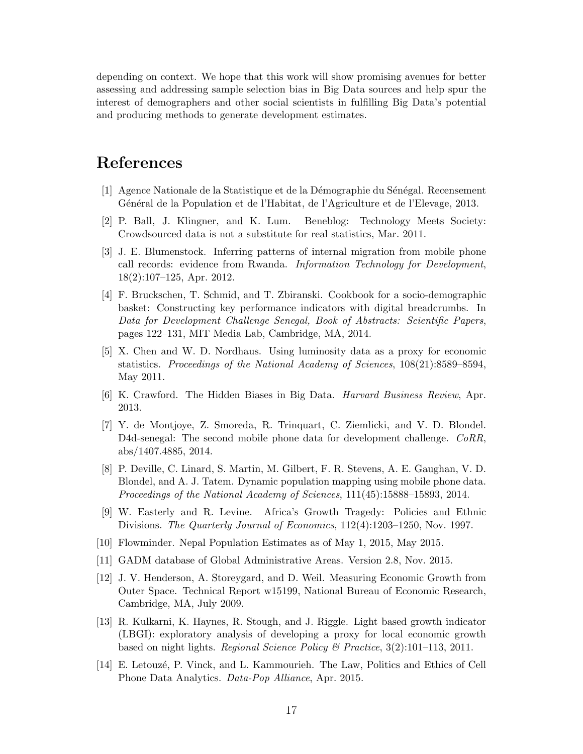depending on context. We hope that this work will show promising avenues for better assessing and addressing sample selection bias in Big Data sources and help spur the interest of demographers and other social scientists in fulfilling Big Data's potential and producing methods to generate development estimates.

# References

[1] Agence Nationale de la Statistique et de la Démographie du Sénégal. Recensement Général de la Population et de l'Habitat, de l'Agriculture et de l'Elevage, 2013.

[2] P. Ball, J. Klingner, and K. Lum. Beneblog: Technology Meets Society: Crowdsourced data is not a substitute for real statistics, Mar. 2011.

[3] J. E. Blumenstock. Inferring patterns of internal migration from mobile phone call records: evidence from Rwanda. *Information Technology for Development*, 18(2):107–125, Apr. 2012.

[4] F. Bruckschen, T. Schmid, and T. Zbiranski. Cookbook for a socio-demographic basket: Constructing key performance indicators with digital breadcrumbs. In *Data for Development Challenge Senegal, Book of Abstracts: Scientific Papers*, pages 122–131, MIT Media Lab, Cambridge, MA, 2014.

[5] X. Chen and W. D. Nordhaus. Using luminosity data as a proxy for economic statistics. *Proceedings of the National Academy of Sciences*, 108(21):8589–8594, May 2011.

[6] K. Crawford. The Hidden Biases in Big Data. *Harvard Business Review*, Apr. 2013.

[7] Y. de Montjoye, Z. Smoreda, R. Trinquart, C. Ziemlicki, and V. D. Blondel. D4d-senegal: The second mobile phone data for development challenge. *CoRR*, abs/1407.4885, 2014.

[8] P. Deville, C. Linard, S. Martin, M. Gilbert, F. R. Stevens, A. E. Gaughan, V. D. Blondel, and A. J. Tatem. Dynamic population mapping using mobile phone data. *Proceedings of the National Academy of Sciences*, 111(45):15888–15893, 2014.

[9] W. Easterly and R. Levine. Africa's Growth Tragedy: Policies and Ethnic Divisions. *The Quarterly Journal of Economics*, 112(4):1203–1250, Nov. 1997.

[10] Flowminder. Nepal Population Estimates as of May 1, 2015, May 2015.

[11] GADM database of Global Administrative Areas. Version 2.8, Nov. 2015.

[12] J. V. Henderson, A. Storeygard, and D. Weil. Measuring Economic Growth from Outer Space. Technical Report w15199, National Bureau of Economic Research, Cambridge, MA, July 2009.

[13] R. Kulkarni, K. Haynes, R. Stough, and J. Riggle. Light based growth indicator (LBGI): exploratory analysis of developing a proxy for local economic growth based on night lights. *Regional Science Policy & Practice*, 3(2):101–113, 2011.

[14] E. Letouzé, P. Vinck, and L. Kammourieh. The Law, Politics and Ethics of Cell Phone Data Analytics. *Data-Pop Alliance*, Apr. 2015.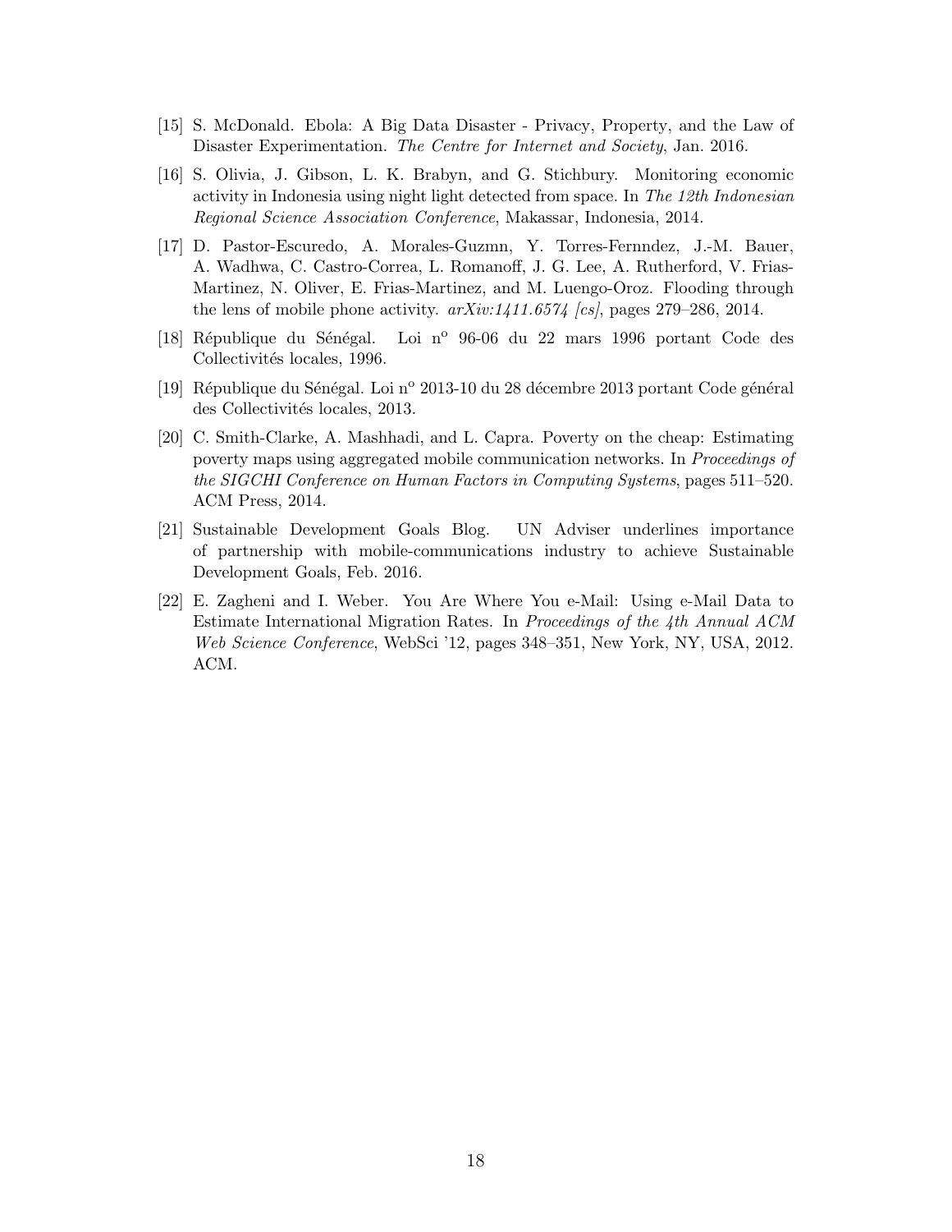[15] S. McDonald. Ebola: A Big Data Disaster - Privacy, Property, and the Law of Disaster Experimentation. *The Centre for Internet and Society*, Jan. 2016.

[16] S. Olivia, J. Gibson, L. K. Brabyn, and G. Stichbury. Monitoring economic activity in Indonesia using night light detected from space. In *The 12th Indonesian Regional Science Association Conference*, Makassar, Indonesia, 2014.

[17] D. Pastor-Escuredo, A. Morales-Guzmn, Y. Torres-Fernndez, J.-M. Bauer, A. Wadhwa, C. Castro-Correa, L. Romanoff, J. G. Lee, A. Rutherford, V. Frias-Martinez, N. Oliver, E. Frias-Martinez, and M. Luengo-Oroz. Flooding through the lens of mobile phone activity. *arXiv:1411.6574 [cs]*, pages 279–286, 2014.

[18] République du Sénégal. Loi n° 96-06 du 22 mars 1996 portant Code des Collectivités locales, 1996.

[19] République du Sénégal. Loi n° 2013-10 du 28 décembre 2013 portant Code général des Collectivités locales, 2013.

[20] C. Smith-Clarke, A. Mashhadi, and L. Capra. Poverty on the cheap: Estimating poverty maps using aggregated mobile communication networks. In *Proceedings of the SIGCHI Conference on Human Factors in Computing Systems*, pages 511–520. ACM Press, 2014.

[21] Sustainable Development Goals Blog. UN Adviser underlines importance of partnership with mobile-communications industry to achieve Sustainable Development Goals, Feb. 2016.

[22] E. Zagheni and I. Weber. You Are Where You e-Mail: Using e-Mail Data to Estimate International Migration Rates. In *Proceedings of the 4th Annual ACM Web Science Conference*, WebSci '12, pages 348–351, New York, NY, USA, 2012. ACM.